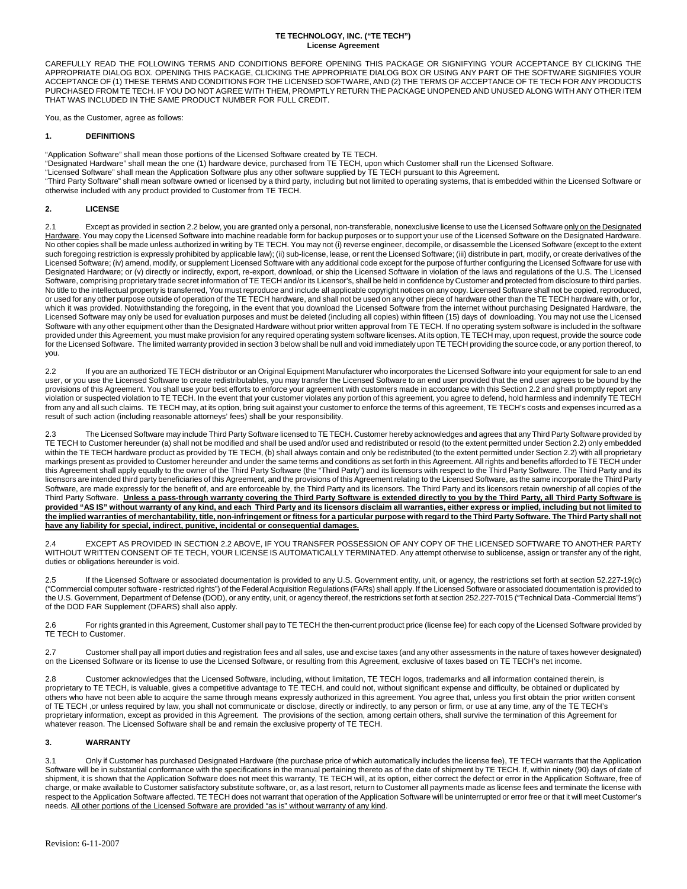**TE TECHNOLOGY, INC. ("TE TECH")**
**License Agreement**

CAREFULLY READ THE FOLLOWING TERMS AND CONDITIONS BEFORE OPENING THIS PACKAGE OR SIGNIFYING YOUR ACCEPTANCE BY CLICKING THE APPROPRIATE DIALOG BOX. OPENING THIS PACKAGE, CLICKING THE APPROPRIATE DIALOG BOX OR USING ANY PART OF THE SOFTWARE SIGNIFIES YOUR ACCEPTANCE OF (1) THESE TERMS AND CONDITIONS FOR THE LICENSED SOFTWARE, AND (2) THE TERMS OF ACCEPTANCE OF TE TECH FOR ANY PRODUCTS PURCHASED FROM TE TECH. IF YOU DO NOT AGREE WITH THEM, PROMPTLY RETURN THE PACKAGE UNOPENED AND UNUSED ALONG WITH ANY OTHER ITEM THAT WAS INCLUDED IN THE SAME PRODUCT NUMBER FOR FULL CREDIT.

You, as the Customer, agree as follows:

## 1. DEFINITIONS

"Application Software" shall mean those portions of the Licensed Software created by TE TECH.
"Designated Hardware" shall mean the one (1) hardware device, purchased from TE TECH, upon which Customer shall run the Licensed Software.
"Licensed Software" shall mean the Application Software plus any other software supplied by TE TECH pursuant to this Agreement.
"Third Party Software" shall mean software owned or licensed by a third party, including but not limited to operating systems, that is embedded within the Licensed Software or otherwise included with any product provided to Customer from TE TECH.

## 2. LICENSE

2.1 Except as provided in section 2.2 below, you are granted only a personal, non-transferable, nonexclusive license to use the Licensed Software <u>only on the Designated Hardware</u>. You may copy the Licensed Software into machine readable form for backup purposes or to support your use of the Licensed Software on the Designated Hardware. No other copies shall be made unless authorized in writing by TE TECH. You may not (i) reverse engineer, decompile, or disassemble the Licensed Software (except to the extent such foregoing restriction is expressly prohibited by applicable law); (ii) sub-license, lease, or rent the Licensed Software; (iii) distribute in part, modify, or create derivatives of the Licensed Software; (iv) amend, modify, or supplement Licensed Software with any additional code except for the purpose of further configuring the Licensed Software for use with Designated Hardware; or (v) directly or indirectly, export, re-export, download, or ship the Licensed Software in violation of the laws and regulations of the U.S. The Licensed Software, comprising proprietary trade secret information of TE TECH and/or its Licensor's, shall be held in confidence by Customer and protected from disclosure to third parties. No title to the intellectual property is transferred, You must reproduce and include all applicable copyright notices on any copy. Licensed Software shall not be copied, reproduced, or used for any other purpose outside of operation of the TE TECH hardware, and shall not be used on any other piece of hardware other than the TE TECH hardware with, or for, which it was provided. Notwithstanding the foregoing, in the event that you download the Licensed Software from the internet without purchasing Designated Hardware, the Licensed Software may only be used for evaluation purposes and must be deleted (including all copies) within fifteen (15) days of downloading. You may not use the Licensed Software with any other equipment other than the Designated Hardware without prior written approval from TE TECH. If no operating system software is included in the software provided under this Agreement, you must make provision for any required operating system software licenses. At its option, TE TECH may, upon request, provide the source code for the Licensed Software. The limited warranty provided in section 3 below shall be null and void immediately upon TE TECH providing the source code, or any portion thereof, to you.

2.2 If you are an authorized TE TECH distributor or an Original Equipment Manufacturer who incorporates the Licensed Software into your equipment for sale to an end user, or you use the Licensed Software to create redistributables, you may transfer the Licensed Software to an end user provided that the end user agrees to be bound by the provisions of this Agreement. You shall use your best efforts to enforce your agreement with customers made in accordance with this Section 2.2 and shall promptly report any violation or suspected violation to TE TECH. In the event that your customer violates any portion of this agreement, you agree to defend, hold harmless and indemnify TE TECH from any and all such claims. TE TECH may, at its option, bring suit against your customer to enforce the terms of this agreement, TE TECH's costs and expenses incurred as a result of such action (including reasonable attorneys' fees) shall be your responsibility.

2.3 The Licensed Software may include Third Party Software licensed to TE TECH. Customer hereby acknowledges and agrees that any Third Party Software provided by TE TECH to Customer hereunder (a) shall not be modified and shall be used and/or used and redistributed or resold (to the extent permitted under Section 2.2) only embedded within the TE TECH hardware product as provided by TE TECH, (b) shall always contain and only be redistributed (to the extent permitted under Section 2.2) with all proprietary markings present as provided to Customer hereunder and under the same terms and conditions as set forth in this Agreement. All rights and benefits afforded to TE TECH under this Agreement shall apply equally to the owner of the Third Party Software (the "Third Party") and its licensors with respect to the Third Party Software. The Third Party and its licensors are intended third party beneficiaries of this Agreement, and the provisions of this Agreement relating to the Licensed Software, as the same incorporate the Third Party Software, are made expressly for the benefit of, and are enforceable by, the Third Party and its licensors. The Third Party and its licensors retain ownership of all copies of the Third Party Software. **<u>Unless a pass-through warranty covering the Third Party Software is extended directly to you by the Third Party, all Third Party Software is provided "AS IS" without warranty of any kind, and each Third Party and its licensors disclaim all warranties, either express or implied, including but not limited to the implied warranties of merchantability, title, non-infringement or fitness for a particular purpose with regard to the Third Party Software. The Third Party shall not have any liability for special, indirect, punitive, incidental or consequential damages.</u>**

2.4 EXCEPT AS PROVIDED IN SECTION 2.2 ABOVE, IF YOU TRANSFER POSSESSION OF ANY COPY OF THE LICENSED SOFTWARE TO ANOTHER PARTY WITHOUT WRITTEN CONSENT OF TE TECH, YOUR LICENSE IS AUTOMATICALLY TERMINATED. Any attempt otherwise to sublicense, assign or transfer any of the right, duties or obligations hereunder is void.

2.5 If the Licensed Software or associated documentation is provided to any U.S. Government entity, unit, or agency, the restrictions set forth at section 52.227-19(c) ("Commercial computer software - restricted rights") of the Federal Acquisition Regulations (FARs) shall apply. If the Licensed Software or associated documentation is provided to the U.S. Government, Department of Defense (DOD), or any entity, unit, or agency thereof, the restrictions set forth at section 252.227-7015 ("Technical Data -Commercial Items") of the DOD FAR Supplement (DFARS) shall also apply.

2.6 For rights granted in this Agreement, Customer shall pay to TE TECH the then-current product price (license fee) for each copy of the Licensed Software provided by TE TECH to Customer.

2.7 Customer shall pay all import duties and registration fees and all sales, use and excise taxes (and any other assessments in the nature of taxes however designated) on the Licensed Software or its license to use the Licensed Software, or resulting from this Agreement, exclusive of taxes based on TE TECH's net income.

2.8 Customer acknowledges that the Licensed Software, including, without limitation, TE TECH logos, trademarks and all information contained therein, is proprietary to TE TECH, is valuable, gives a competitive advantage to TE TECH, and could not, without significant expense and difficulty, be obtained or duplicated by others who have not been able to acquire the same through means expressly authorized in this agreement. You agree that, unless you first obtain the prior written consent of TE TECH ,or unless required by law, you shall not communicate or disclose, directly or indirectly, to any person or firm, or use at any time, any of the TE TECH's proprietary information, except as provided in this Agreement. The provisions of the section, among certain others, shall survive the termination of this Agreement for whatever reason. The Licensed Software shall be and remain the exclusive property of TE TECH.

## 3. WARRANTY

3.1 Only if Customer has purchased Designated Hardware (the purchase price of which automatically includes the license fee), TE TECH warrants that the Application Software will be in substantial conformance with the specifications in the manual pertaining thereto as of the date of shipment by TE TECH. If, within ninety (90) days of date of shipment, it is shown that the Application Software does not meet this warranty, TE TECH will, at its option, either correct the defect or error in the Application Software, free of charge, or make available to Customer satisfactory substitute software, or, as a last resort, return to Customer all payments made as license fees and terminate the license with respect to the Application Software affected. TE TECH does not warrant that operation of the Application Software will be uninterrupted or error free or that it will meet Customer's needs. <u>All other portions of the Licensed Software are provided "as is" without warranty of any kind</u>.

Revision: 6-11-2007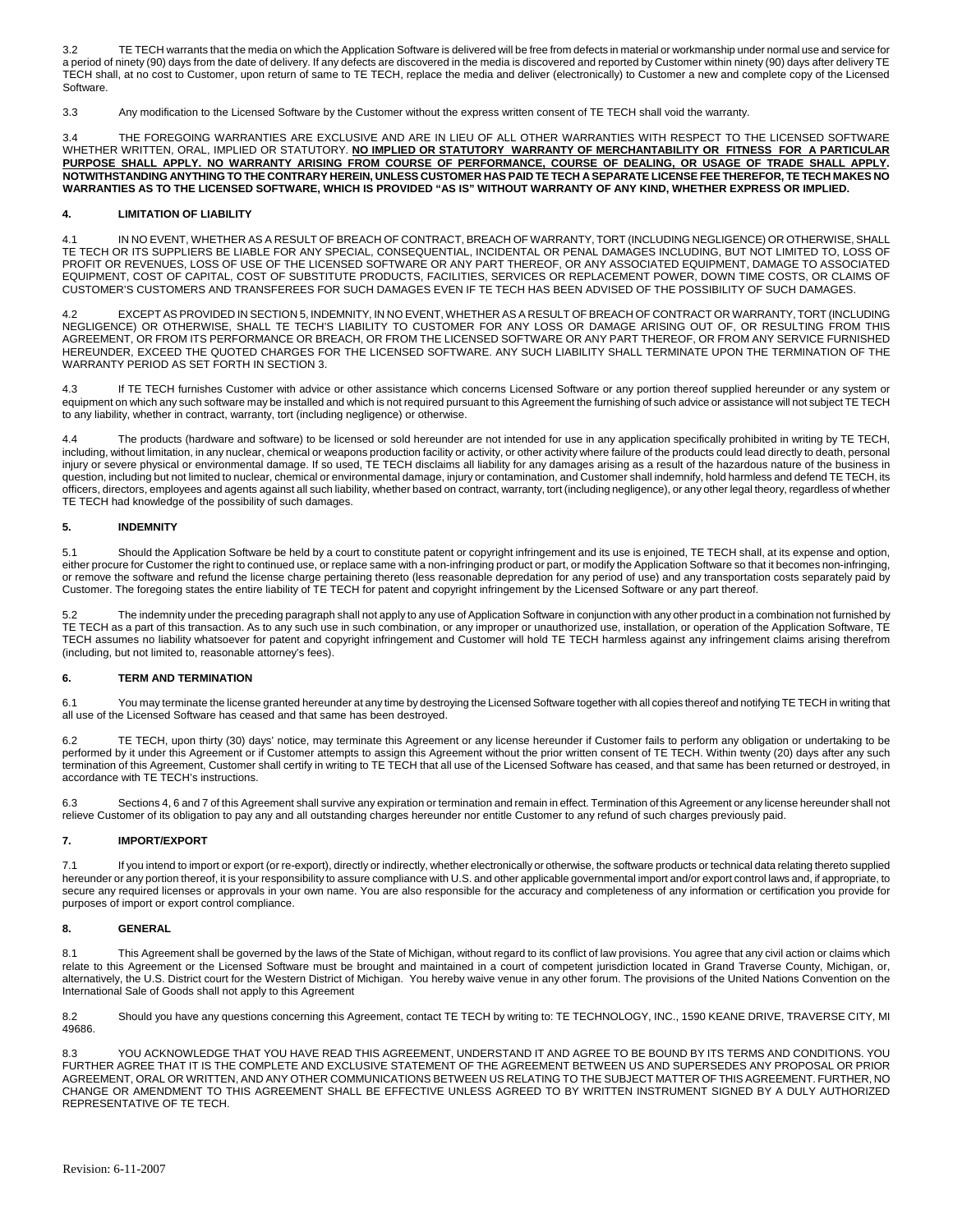3.2 TE TECH warrants that the media on which the Application Software is delivered will be free from defects in material or workmanship under normal use and service for a period of ninety (90) days from the date of delivery. If any defects are discovered in the media is discovered and reported by Customer within ninety (90) days after delivery TE TECH shall, at no cost to Customer, upon return of same to TE TECH, replace the media and deliver (electronically) to Customer a new and complete copy of the Licensed Software.

3.3 Any modification to the Licensed Software by the Customer without the express written consent of TE TECH shall void the warranty.

3.4 THE FOREGOING WARRANTIES ARE EXCLUSIVE AND ARE IN LIEU OF ALL OTHER WARRANTIES WITH RESPECT TO THE LICENSED SOFTWARE WHETHER WRITTEN, ORAL, IMPLIED OR STATUTORY. **NO IMPLIED OR STATUTORY WARRANTY OF MERCHANTABILITY OR FITNESS FOR A PARTICULAR PURPOSE SHALL APPLY. NO WARRANTY ARISING FROM COURSE OF PERFORMANCE, COURSE OF DEALING, OR USAGE OF TRADE SHALL APPLY. NOTWITHSTANDING ANYTHING TO THE CONTRARY HEREIN, UNLESS CUSTOMER HAS PAID TE TECH A SEPARATE LICENSE FEE THEREFOR, TE TECH MAKES NO WARRANTIES AS TO THE LICENSED SOFTWARE, WHICH IS PROVIDED "AS IS" WITHOUT WARRANTY OF ANY KIND, WHETHER EXPRESS OR IMPLIED.**

## 4. LIMITATION OF LIABILITY

4.1 IN NO EVENT, WHETHER AS A RESULT OF BREACH OF CONTRACT, BREACH OF WARRANTY, TORT (INCLUDING NEGLIGENCE) OR OTHERWISE, SHALL TE TECH OR ITS SUPPLIERS BE LIABLE FOR ANY SPECIAL, CONSEQUENTIAL, INCIDENTAL OR PENAL DAMAGES INCLUDING, BUT NOT LIMITED TO, LOSS OF PROFIT OR REVENUES, LOSS OF USE OF THE LICENSED SOFTWARE OR ANY PART THEREOF, OR ANY ASSOCIATED EQUIPMENT, DAMAGE TO ASSOCIATED EQUIPMENT, COST OF CAPITAL, COST OF SUBSTITUTE PRODUCTS, FACILITIES, SERVICES OR REPLACEMENT POWER, DOWN TIME COSTS, OR CLAIMS OF CUSTOMER'S CUSTOMERS AND TRANSFEREES FOR SUCH DAMAGES EVEN IF TE TECH HAS BEEN ADVISED OF THE POSSIBILITY OF SUCH DAMAGES.

4.2 EXCEPT AS PROVIDED IN SECTION 5, INDEMNITY, IN NO EVENT, WHETHER AS A RESULT OF BREACH OF CONTRACT OR WARRANTY, TORT (INCLUDING NEGLIGENCE) OR OTHERWISE, SHALL TE TECH'S LIABILITY TO CUSTOMER FOR ANY LOSS OR DAMAGE ARISING OUT OF, OR RESULTING FROM THIS AGREEMENT, OR FROM ITS PERFORMANCE OR BREACH, OR FROM THE LICENSED SOFTWARE OR ANY PART THEREOF, OR FROM ANY SERVICE FURNISHED HEREUNDER, EXCEED THE QUOTED CHARGES FOR THE LICENSED SOFTWARE. ANY SUCH LIABILITY SHALL TERMINATE UPON THE TERMINATION OF THE WARRANTY PERIOD AS SET FORTH IN SECTION 3.

4.3 If TE TECH furnishes Customer with advice or other assistance which concerns Licensed Software or any portion thereof supplied hereunder or any system or equipment on which any such software may be installed and which is not required pursuant to this Agreement the furnishing of such advice or assistance will not subject TE TECH to any liability, whether in contract, warranty, tort (including negligence) or otherwise.

4.4 The products (hardware and software) to be licensed or sold hereunder are not intended for use in any application specifically prohibited in writing by TE TECH, including, without limitation, in any nuclear, chemical or weapons production facility or activity, or other activity where failure of the products could lead directly to death, personal injury or severe physical or environmental damage. If so used, TE TECH disclaims all liability for any damages arising as a result of the hazardous nature of the business in question, including but not limited to nuclear, chemical or environmental damage, injury or contamination, and Customer shall indemnify, hold harmless and defend TE TECH, its officers, directors, employees and agents against all such liability, whether based on contract, warranty, tort (including negligence), or any other legal theory, regardless of whether TE TECH had knowledge of the possibility of such damages.

## 5. INDEMNITY

5.1 Should the Application Software be held by a court to constitute patent or copyright infringement and its use is enjoined, TE TECH shall, at its expense and option, either procure for Customer the right to continued use, or replace same with a non-infringing product or part, or modify the Application Software so that it becomes non-infringing, or remove the software and refund the license charge pertaining thereto (less reasonable depredation for any period of use) and any transportation costs separately paid by Customer. The foregoing states the entire liability of TE TECH for patent and copyright infringement by the Licensed Software or any part thereof.

5.2 The indemnity under the preceding paragraph shall not apply to any use of Application Software in conjunction with any other product in a combination not furnished by TE TECH as a part of this transaction. As to any such use in such combination, or any improper or unauthorized use, installation, or operation of the Application Software, TE TECH assumes no liability whatsoever for patent and copyright infringement and Customer will hold TE TECH harmless against any infringement claims arising therefrom (including, but not limited to, reasonable attorney's fees).

## 6. TERM AND TERMINATION

6.1 You may terminate the license granted hereunder at any time by destroying the Licensed Software together with all copies thereof and notifying TE TECH in writing that all use of the Licensed Software has ceased and that same has been destroyed.

6.2 TE TECH, upon thirty (30) days' notice, may terminate this Agreement or any license hereunder if Customer fails to perform any obligation or undertaking to be performed by it under this Agreement or if Customer attempts to assign this Agreement without the prior written consent of TE TECH. Within twenty (20) days after any such termination of this Agreement, Customer shall certify in writing to TE TECH that all use of the Licensed Software has ceased, and that same has been returned or destroyed, in accordance with TE TECH's instructions.

6.3 Sections 4, 6 and 7 of this Agreement shall survive any expiration or termination and remain in effect. Termination of this Agreement or any license hereunder shall not relieve Customer of its obligation to pay any and all outstanding charges hereunder nor entitle Customer to any refund of such charges previously paid.

## 7. IMPORT/EXPORT

7.1 If you intend to import or export (or re-export), directly or indirectly, whether electronically or otherwise, the software products or technical data relating thereto supplied hereunder or any portion thereof, it is your responsibility to assure compliance with U.S. and other applicable governmental import and/or export control laws and, if appropriate, to secure any required licenses or approvals in your own name. You are also responsible for the accuracy and completeness of any information or certification you provide for purposes of import or export control compliance.

## 8. GENERAL

8.1 This Agreement shall be governed by the laws of the State of Michigan, without regard to its conflict of law provisions. You agree that any civil action or claims which relate to this Agreement or the Licensed Software must be brought and maintained in a court of competent jurisdiction located in Grand Traverse County, Michigan, or, alternatively, the U.S. District court for the Western District of Michigan. You hereby waive venue in any other forum. The provisions of the United Nations Convention on the International Sale of Goods shall not apply to this Agreement

8.2 Should you have any questions concerning this Agreement, contact TE TECH by writing to: TE TECHNOLOGY, INC., 1590 KEANE DRIVE, TRAVERSE CITY, MI 49686.

8.3 YOU ACKNOWLEDGE THAT YOU HAVE READ THIS AGREEMENT, UNDERSTAND IT AND AGREE TO BE BOUND BY ITS TERMS AND CONDITIONS. YOU FURTHER AGREE THAT IT IS THE COMPLETE AND EXCLUSIVE STATEMENT OF THE AGREEMENT BETWEEN US AND SUPERSEDES ANY PROPOSAL OR PRIOR AGREEMENT, ORAL OR WRITTEN, AND ANY OTHER COMMUNICATIONS BETWEEN US RELATING TO THE SUBJECT MATTER OF THIS AGREEMENT. FURTHER, NO CHANGE OR AMENDMENT TO THIS AGREEMENT SHALL BE EFFECTIVE UNLESS AGREED TO BY WRITTEN INSTRUMENT SIGNED BY A DULY AUTHORIZED REPRESENTATIVE OF TE TECH.

Revision: 6-11-2007